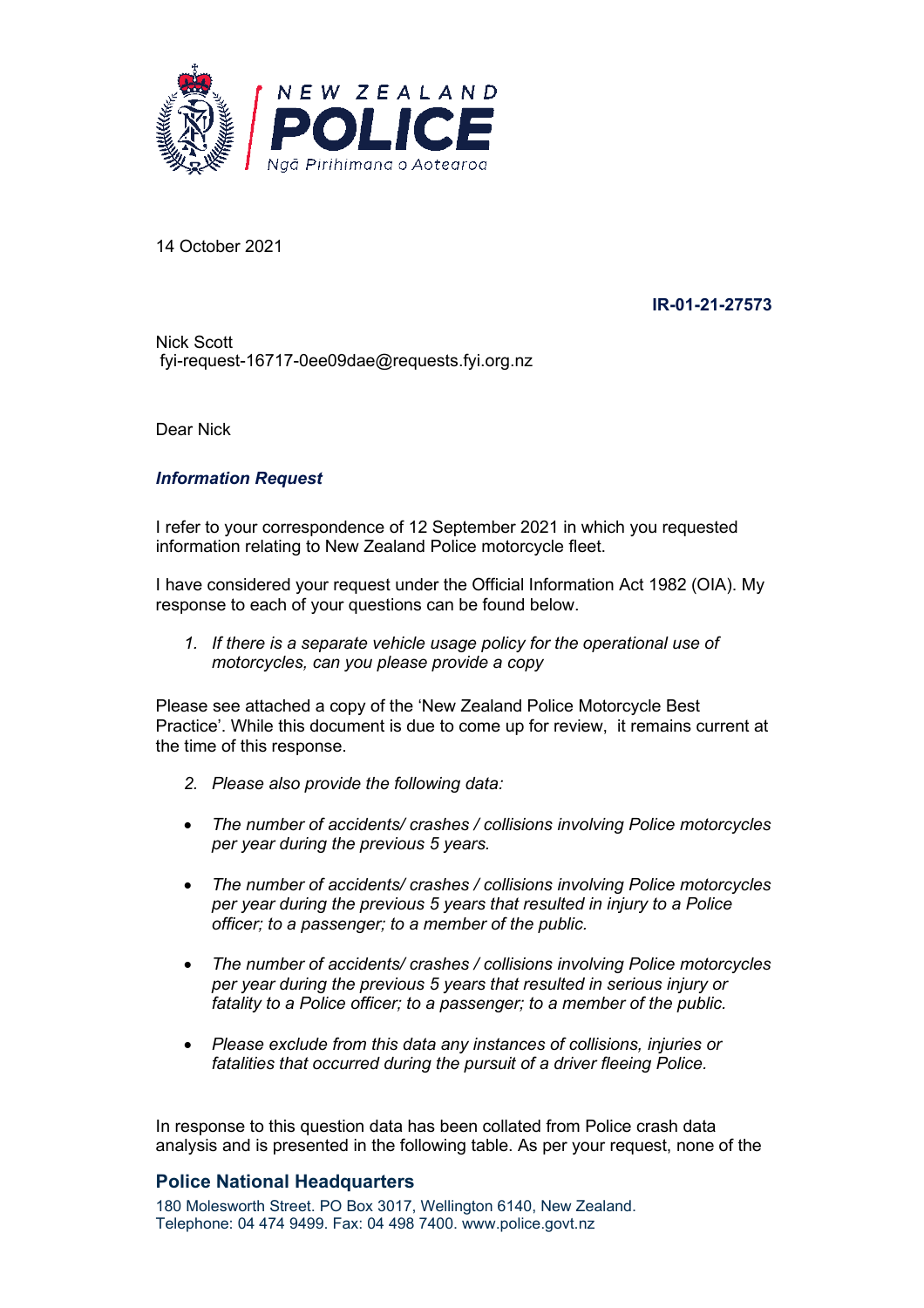NEW ZEALAND
# POLICE
Ngā Pirihimana o Aotearoa

14 October 2021

**IR-01-21-27573**

Nick Scott
fyi-request-16717-0ee09dae@requests.fyi.org.nz

Dear Nick

***Information Request***

I refer to your correspondence of 12 September 2021 in which you requested information relating to New Zealand Police motorcycle fleet.

I have considered your request under the Official Information Act 1982 (OIA). My response to each of your questions can be found below.

1. *If there is a separate vehicle usage policy for the operational use of motorcycles, can you please provide a copy*

Please see attached a copy of the 'New Zealand Police Motorcycle Best Practice'. While this document is due to come up for review, it remains current at the time of this response.

2. *Please also provide the following data:*

- *The number of accidents/ crashes / collisions involving Police motorcycles per year during the previous 5 years.*
- *The number of accidents/ crashes / collisions involving Police motorcycles per year during the previous 5 years that resulted in injury to a Police officer; to a passenger; to a member of the public.*
- *The number of accidents/ crashes / collisions involving Police motorcycles per year during the previous 5 years that resulted in serious injury or fatality to a Police officer; to a passenger; to a member of the public.*
- *Please exclude from this data any instances of collisions, injuries or fatalities that occurred during the pursuit of a driver fleeing Police.*

In response to this question data has been collated from Police crash data analysis and is presented in the following table. As per your request, none of the

**Police National Headquarters**
180 Molesworth Street. PO Box 3017, Wellington 6140, New Zealand.
Telephone: 04 474 9499. Fax: 04 498 7400. www.police.govt.nz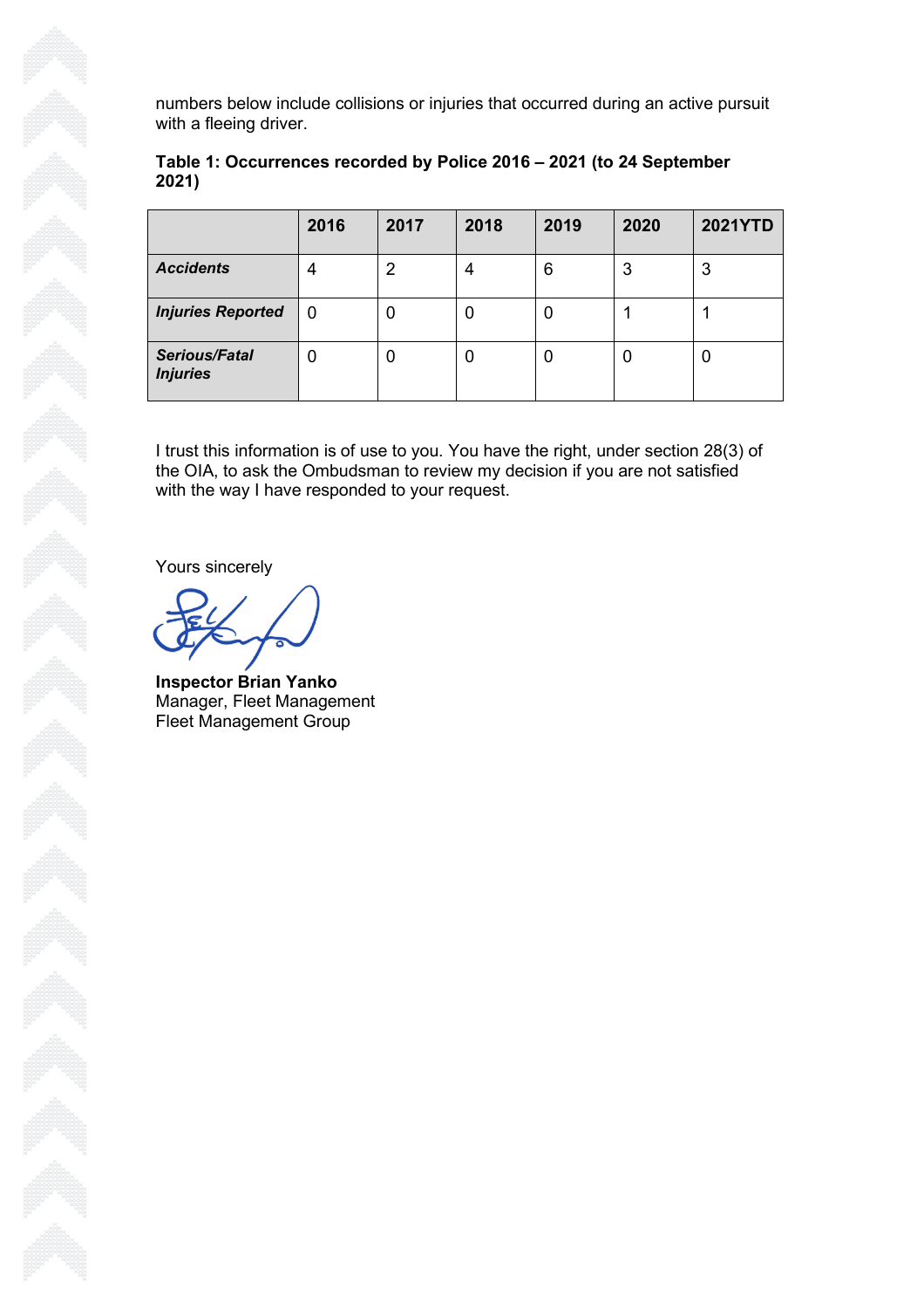numbers below include collisions or injuries that occurred during an active pursuit with a fleeing driver.

**Table 1: Occurrences recorded by Police 2016 – 2021 (to 24 September 2021)**

| | 2016 | 2017 | 2018 | 2019 | 2020 | 2021YTD |
|---|---|---|---|---|---|---|
| ***Accidents*** | 4 | 2 | 4 | 6 | 3 | 3 |
| ***Injuries Reported*** | 0 | 0 | 0 | 0 | 1 | 1 |
| ***Serious/Fatal Injuries*** | 0 | 0 | 0 | 0 | 0 | 0 |

I trust this information is of use to you. You have the right, under section 28(3) of the OIA, to ask the Ombudsman to review my decision if you are not satisfied with the way I have responded to your request.

Yours sincerely

**Inspector Brian Yanko**
Manager, Fleet Management
Fleet Management Group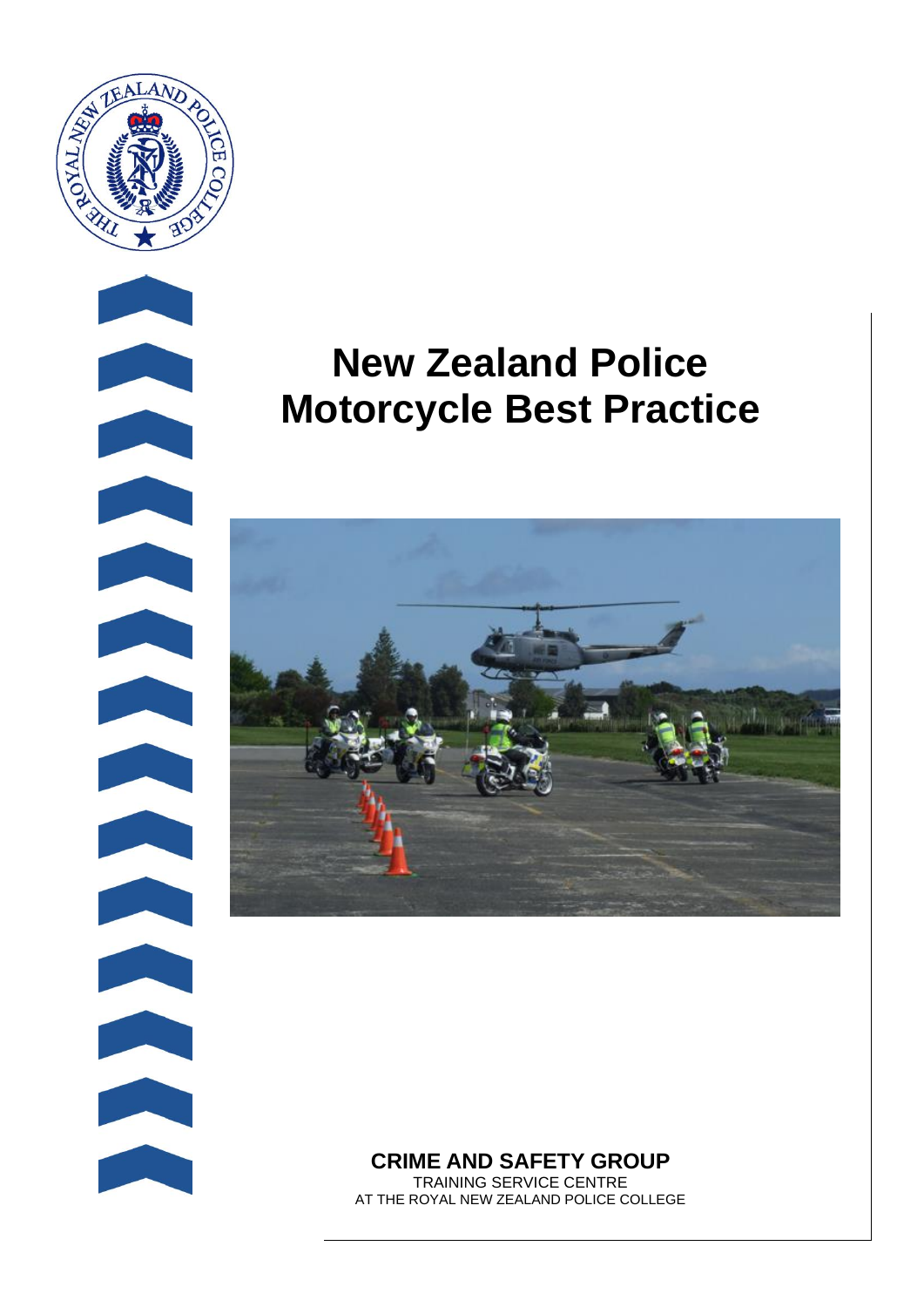# New Zealand Police Motorcycle Best Practice

**CRIME AND SAFETY GROUP**

TRAINING SERVICE CENTRE

AT THE ROYAL NEW ZEALAND POLICE COLLEGE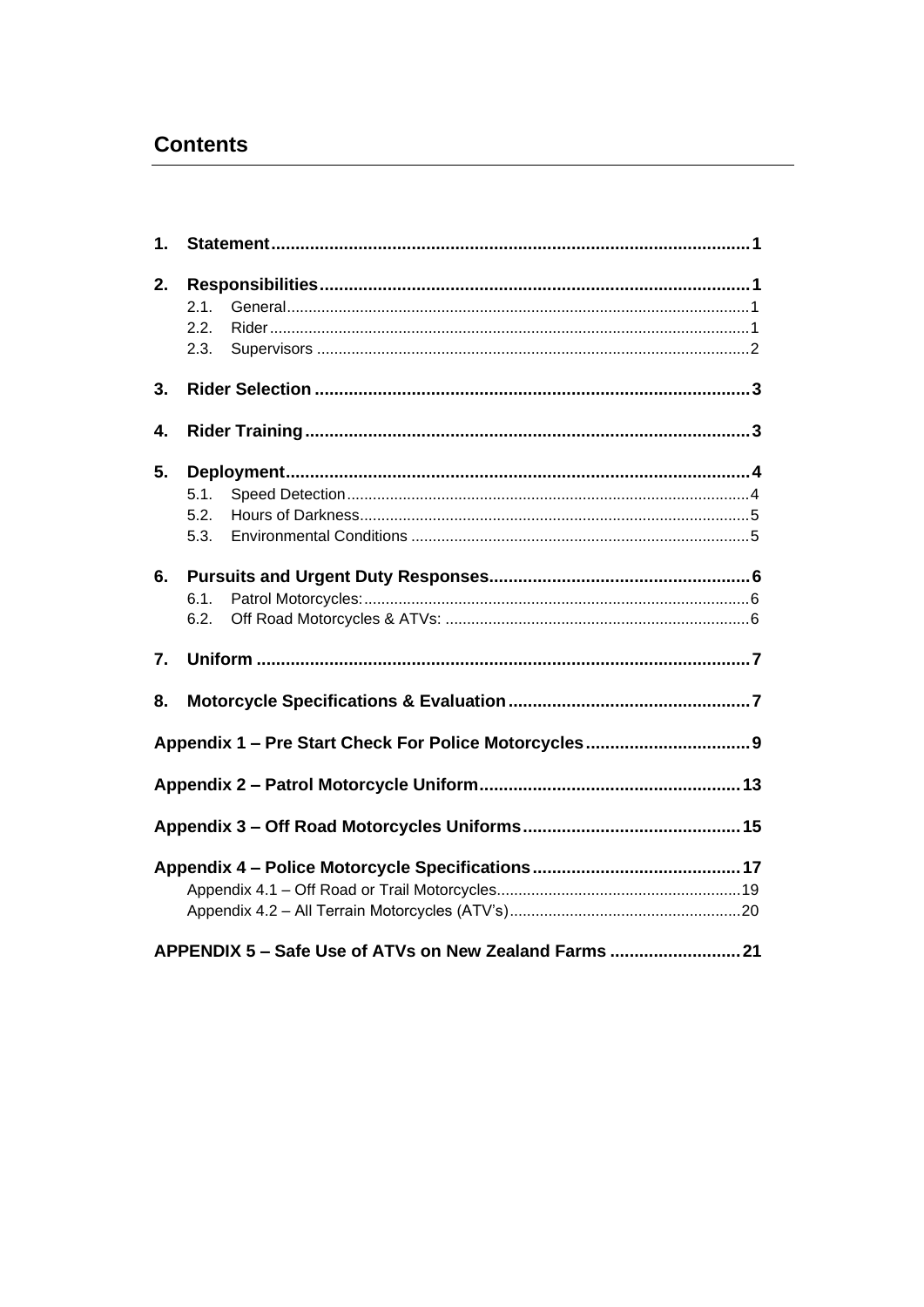## Contents

1. **Statement** ... 1
2. **Responsibilities** ... 1
   - 2.1. General ... 1
   - 2.2. Rider ... 1
   - 2.3. Supervisors ... 2
3. **Rider Selection** ... 3
4. **Rider Training** ... 3
5. **Deployment** ... 4
   - 5.1. Speed Detection ... 4
   - 5.2. Hours of Darkness ... 5
   - 5.3. Environmental Conditions ... 5
6. **Pursuits and Urgent Duty Responses** ... 6
   - 6.1. Patrol Motorcycles: ... 6
   - 6.2. Off Road Motorcycles & ATVs: ... 6
7. **Uniform** ... 7
8. **Motorcycle Specifications & Evaluation** ... 7

**Appendix 1 – Pre Start Check For Police Motorcycles** ... 9

**Appendix 2 – Patrol Motorcycle Uniform** ... 13

**Appendix 3 – Off Road Motorcycles Uniforms** ... 15

**Appendix 4 – Police Motorcycle Specifications** ... 17
- Appendix 4.1 – Off Road or Trail Motorcycles ... 19
- Appendix 4.2 – All Terrain Motorcycles (ATV's) ... 20

**APPENDIX 5 – Safe Use of ATVs on New Zealand Farms** ... 21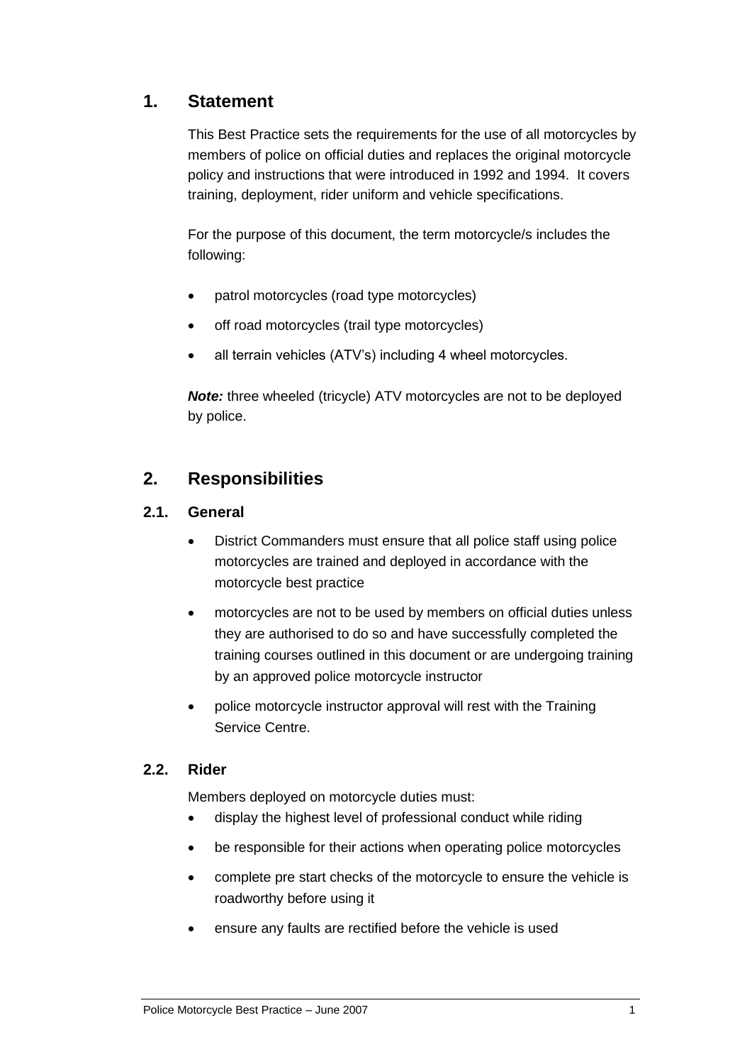## 1. Statement

This Best Practice sets the requirements for the use of all motorcycles by members of police on official duties and replaces the original motorcycle policy and instructions that were introduced in 1992 and 1994. It covers training, deployment, rider uniform and vehicle specifications.

For the purpose of this document, the term motorcycle/s includes the following:

- patrol motorcycles (road type motorcycles)
- off road motorcycles (trail type motorcycles)
- all terrain vehicles (ATV's) including 4 wheel motorcycles.

***Note:*** three wheeled (tricycle) ATV motorcycles are not to be deployed by police.

## 2. Responsibilities

### 2.1. General

- District Commanders must ensure that all police staff using police motorcycles are trained and deployed in accordance with the motorcycle best practice
- motorcycles are not to be used by members on official duties unless they are authorised to do so and have successfully completed the training courses outlined in this document or are undergoing training by an approved police motorcycle instructor
- police motorcycle instructor approval will rest with the Training Service Centre.

### 2.2. Rider

Members deployed on motorcycle duties must:

- display the highest level of professional conduct while riding
- be responsible for their actions when operating police motorcycles
- complete pre start checks of the motorcycle to ensure the vehicle is roadworthy before using it
- ensure any faults are rectified before the vehicle is used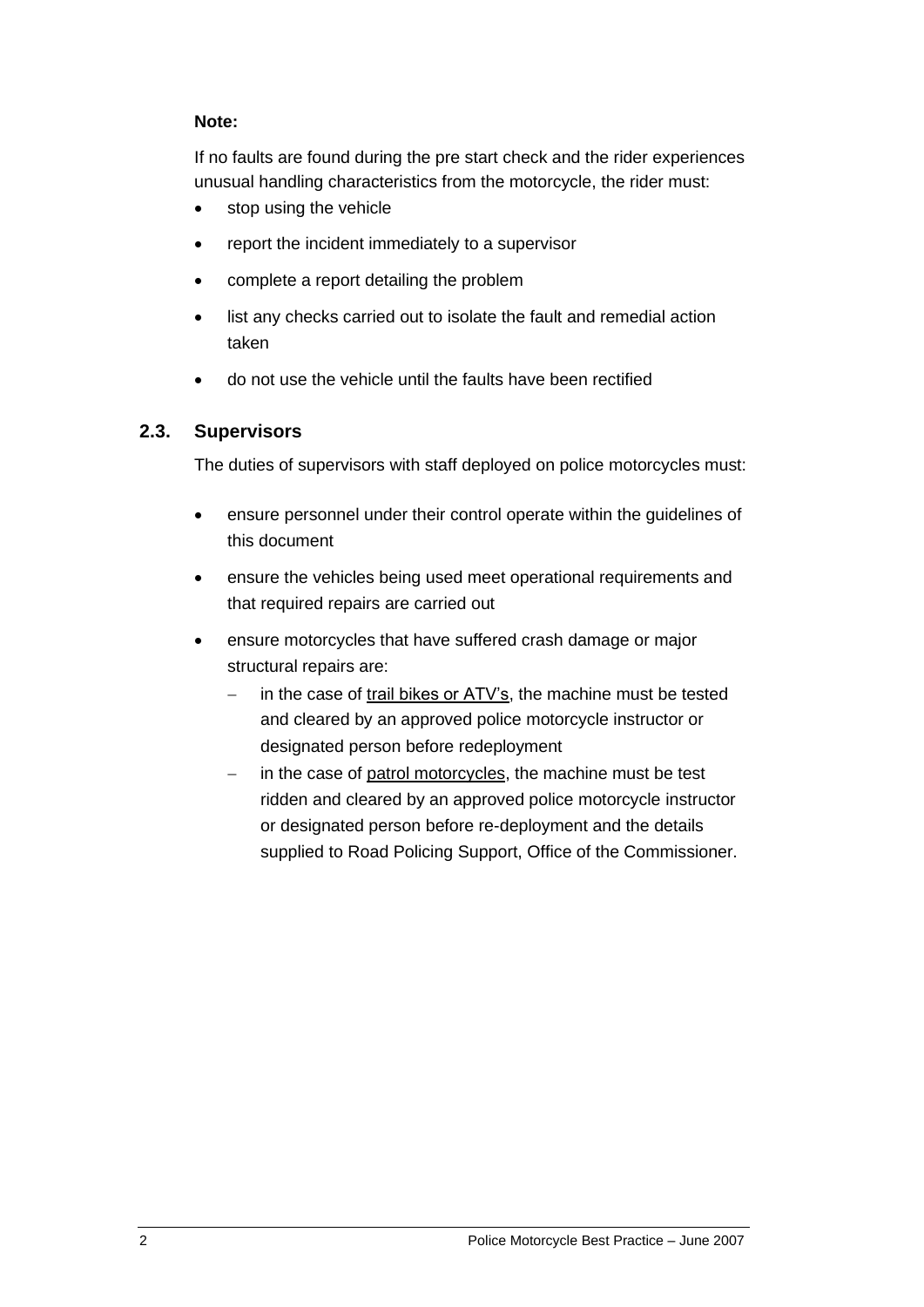**Note:**

If no faults are found during the pre start check and the rider experiences unusual handling characteristics from the motorcycle, the rider must:

- stop using the vehicle
- report the incident immediately to a supervisor
- complete a report detailing the problem
- list any checks carried out to isolate the fault and remedial action taken
- do not use the vehicle until the faults have been rectified

## 2.3. Supervisors

The duties of supervisors with staff deployed on police motorcycles must:

- ensure personnel under their control operate within the guidelines of this document
- ensure the vehicles being used meet operational requirements and that required repairs are carried out
- ensure motorcycles that have suffered crash damage or major structural repairs are:
  - in the case of trail bikes or ATV's, the machine must be tested and cleared by an approved police motorcycle instructor or designated person before redeployment
  - in the case of patrol motorcycles, the machine must be test ridden and cleared by an approved police motorcycle instructor or designated person before re-deployment and the details supplied to Road Policing Support, Office of the Commissioner.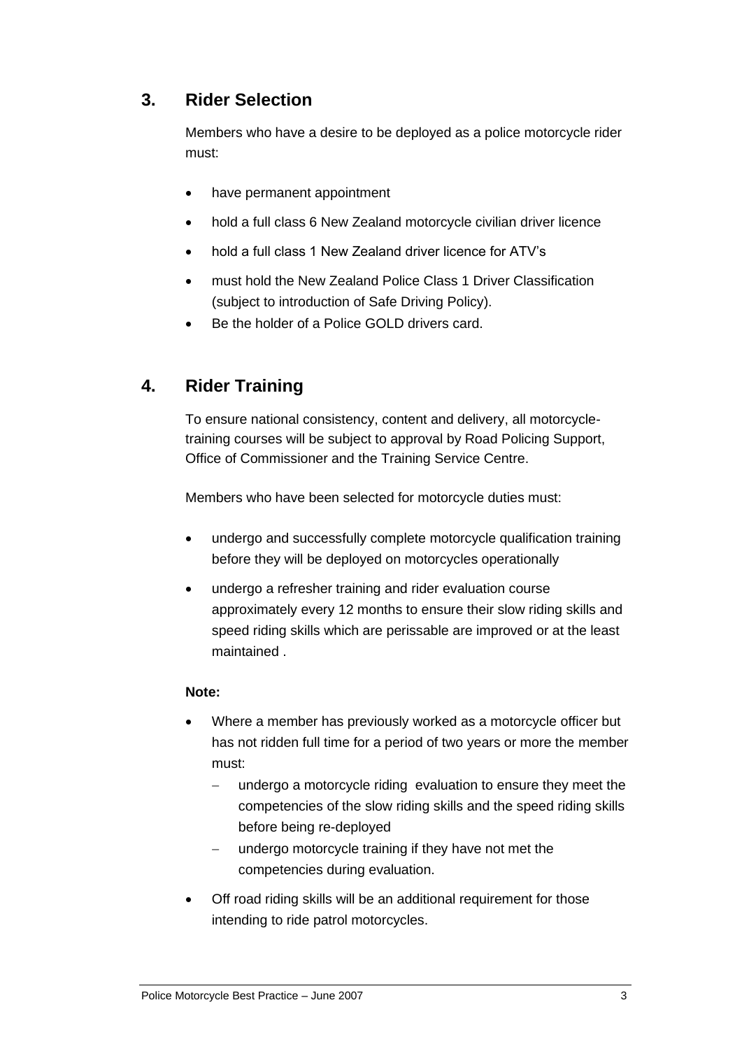## 3. Rider Selection

Members who have a desire to be deployed as a police motorcycle rider must:

- have permanent appointment
- hold a full class 6 New Zealand motorcycle civilian driver licence
- hold a full class 1 New Zealand driver licence for ATV's
- must hold the New Zealand Police Class 1 Driver Classification (subject to introduction of Safe Driving Policy).
- Be the holder of a Police GOLD drivers card.

## 4. Rider Training

To ensure national consistency, content and delivery, all motorcycle-training courses will be subject to approval by Road Policing Support, Office of Commissioner and the Training Service Centre.

Members who have been selected for motorcycle duties must:

- undergo and successfully complete motorcycle qualification training before they will be deployed on motorcycles operationally
- undergo a refresher training and rider evaluation course approximately every 12 months to ensure their slow riding skills and speed riding skills which are perissable are improved or at the least maintained .

**Note:**

- Where a member has previously worked as a motorcycle officer but has not ridden full time for a period of two years or more the member must:
  - undergo a motorcycle riding evaluation to ensure they meet the competencies of the slow riding skills and the speed riding skills before being re-deployed
  - undergo motorcycle training if they have not met the competencies during evaluation.
- Off road riding skills will be an additional requirement for those intending to ride patrol motorcycles.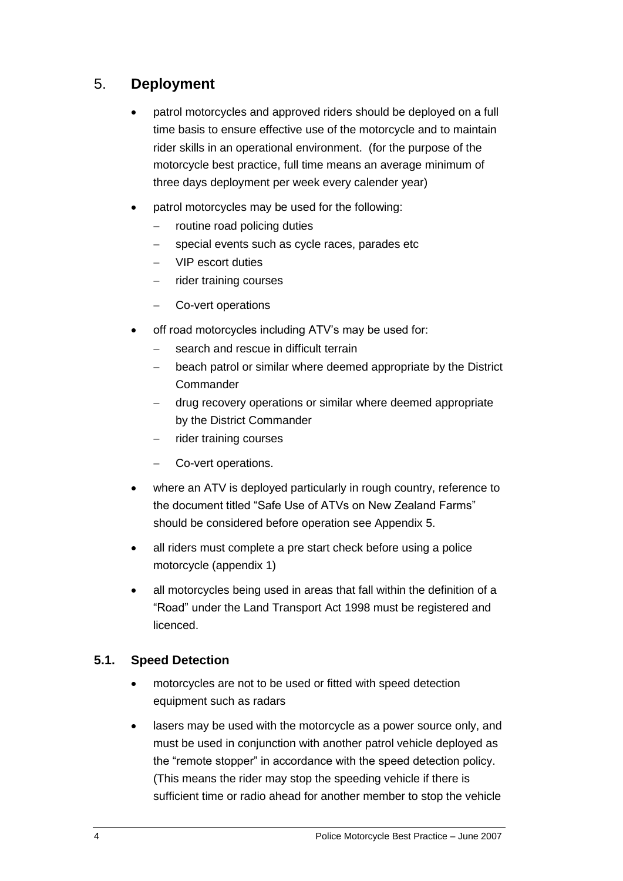## 5. Deployment

- patrol motorcycles and approved riders should be deployed on a full time basis to ensure effective use of the motorcycle and to maintain rider skills in an operational environment. (for the purpose of the motorcycle best practice, full time means an average minimum of three days deployment per week every calender year)
- patrol motorcycles may be used for the following:
  - routine road policing duties
  - special events such as cycle races, parades etc
  - VIP escort duties
  - rider training courses
  - Co-vert operations
- off road motorcycles including ATV's may be used for:
  - search and rescue in difficult terrain
  - beach patrol or similar where deemed appropriate by the District Commander
  - drug recovery operations or similar where deemed appropriate by the District Commander
  - rider training courses
  - Co-vert operations.
- where an ATV is deployed particularly in rough country, reference to the document titled "Safe Use of ATVs on New Zealand Farms" should be considered before operation see Appendix 5.
- all riders must complete a pre start check before using a police motorcycle (appendix 1)
- all motorcycles being used in areas that fall within the definition of a "Road" under the Land Transport Act 1998 must be registered and licenced.

### 5.1. Speed Detection

- motorcycles are not to be used or fitted with speed detection equipment such as radars
- lasers may be used with the motorcycle as a power source only, and must be used in conjunction with another patrol vehicle deployed as the "remote stopper" in accordance with the speed detection policy. (This means the rider may stop the speeding vehicle if there is sufficient time or radio ahead for another member to stop the vehicle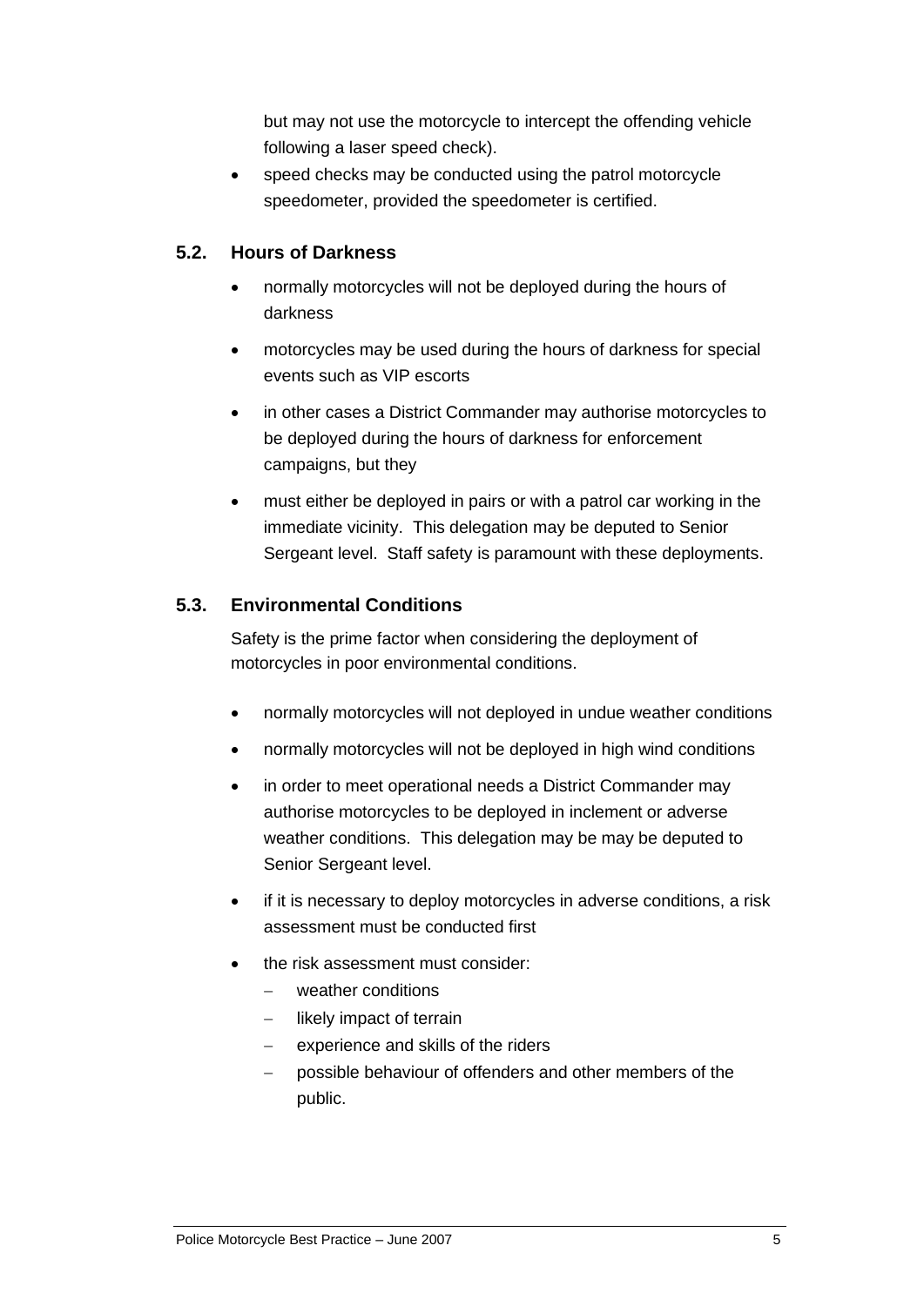but may not use the motorcycle to intercept the offending vehicle following a laser speed check).

- speed checks may be conducted using the patrol motorcycle speedometer, provided the speedometer is certified.

### 5.2. Hours of Darkness

- normally motorcycles will not be deployed during the hours of darkness
- motorcycles may be used during the hours of darkness for special events such as VIP escorts
- in other cases a District Commander may authorise motorcycles to be deployed during the hours of darkness for enforcement campaigns, but they
- must either be deployed in pairs or with a patrol car working in the immediate vicinity. This delegation may be deputed to Senior Sergeant level. Staff safety is paramount with these deployments.

### 5.3. Environmental Conditions

Safety is the prime factor when considering the deployment of motorcycles in poor environmental conditions.

- normally motorcycles will not deployed in undue weather conditions
- normally motorcycles will not be deployed in high wind conditions
- in order to meet operational needs a District Commander may authorise motorcycles to be deployed in inclement or adverse weather conditions. This delegation may be may be deputed to Senior Sergeant level.
- if it is necessary to deploy motorcycles in adverse conditions, a risk assessment must be conducted first
- the risk assessment must consider:
  - weather conditions
  - likely impact of terrain
  - experience and skills of the riders
  - possible behaviour of offenders and other members of the public.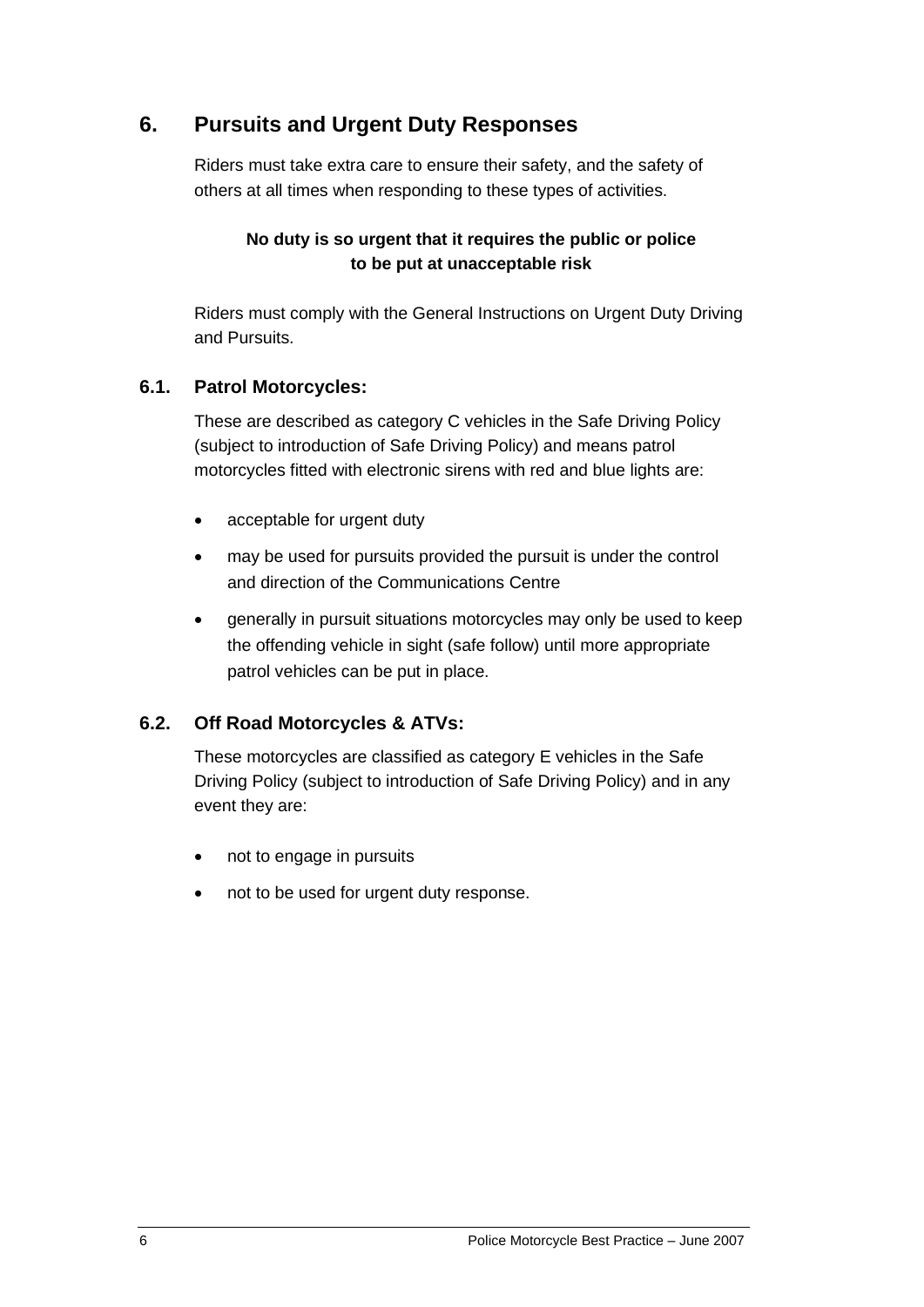## 6. Pursuits and Urgent Duty Responses

Riders must take extra care to ensure their safety, and the safety of others at all times when responding to these types of activities.

**No duty is so urgent that it requires the public or police to be put at unacceptable risk**

Riders must comply with the General Instructions on Urgent Duty Driving and Pursuits.

### 6.1. Patrol Motorcycles:

These are described as category C vehicles in the Safe Driving Policy (subject to introduction of Safe Driving Policy) and means patrol motorcycles fitted with electronic sirens with red and blue lights are:

- acceptable for urgent duty
- may be used for pursuits provided the pursuit is under the control and direction of the Communications Centre
- generally in pursuit situations motorcycles may only be used to keep the offending vehicle in sight (safe follow) until more appropriate patrol vehicles can be put in place.

### 6.2. Off Road Motorcycles & ATVs:

These motorcycles are classified as category E vehicles in the Safe Driving Policy (subject to introduction of Safe Driving Policy) and in any event they are:

- not to engage in pursuits
- not to be used for urgent duty response.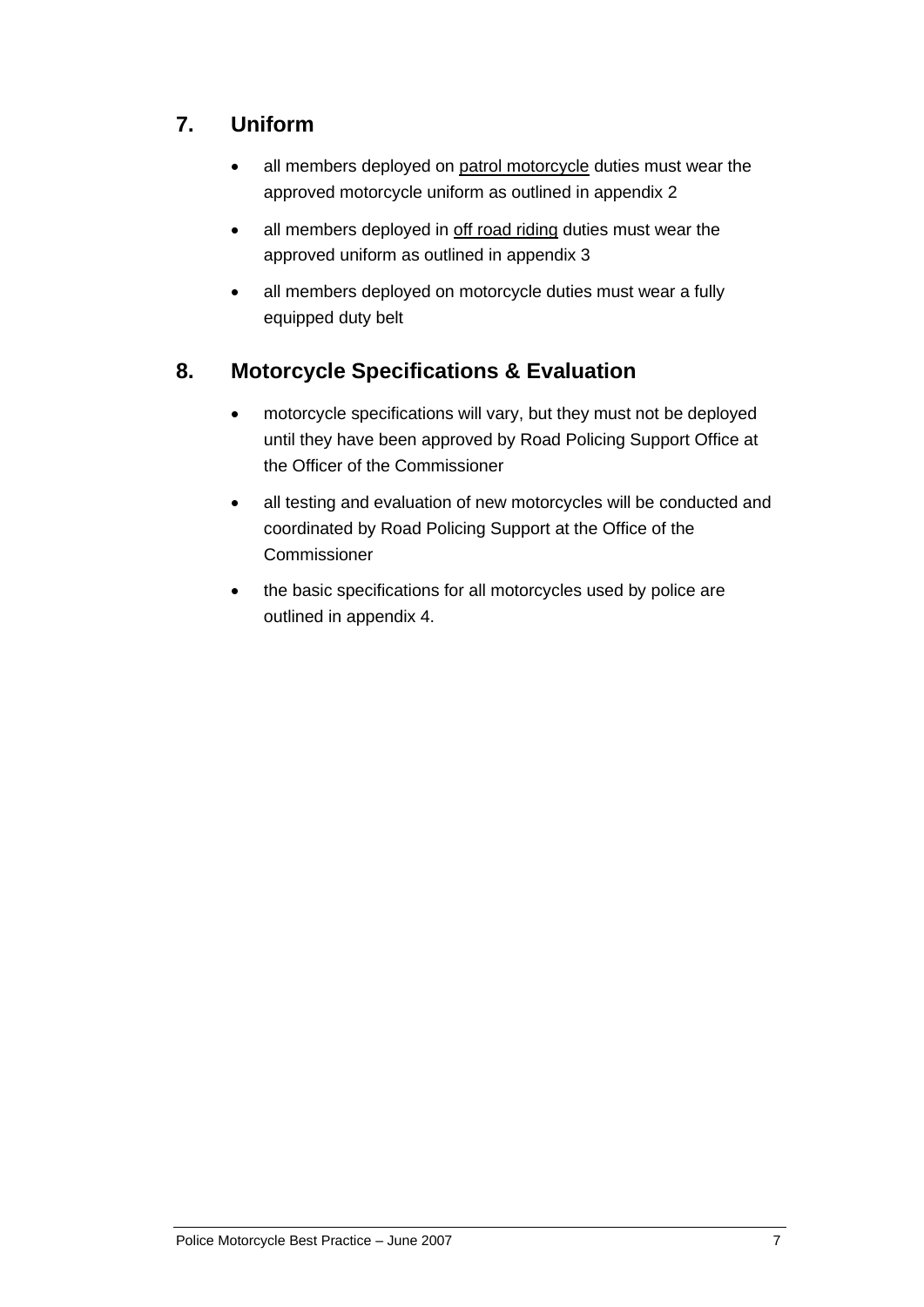## 7. Uniform

- all members deployed on <u>patrol motorcycle</u> duties must wear the approved motorcycle uniform as outlined in appendix 2
- all members deployed in <u>off road riding</u> duties must wear the approved uniform as outlined in appendix 3
- all members deployed on motorcycle duties must wear a fully equipped duty belt

## 8. Motorcycle Specifications & Evaluation

- motorcycle specifications will vary, but they must not be deployed until they have been approved by Road Policing Support Office at the Officer of the Commissioner
- all testing and evaluation of new motorcycles will be conducted and coordinated by Road Policing Support at the Office of the Commissioner
- the basic specifications for all motorcycles used by police are outlined in appendix 4.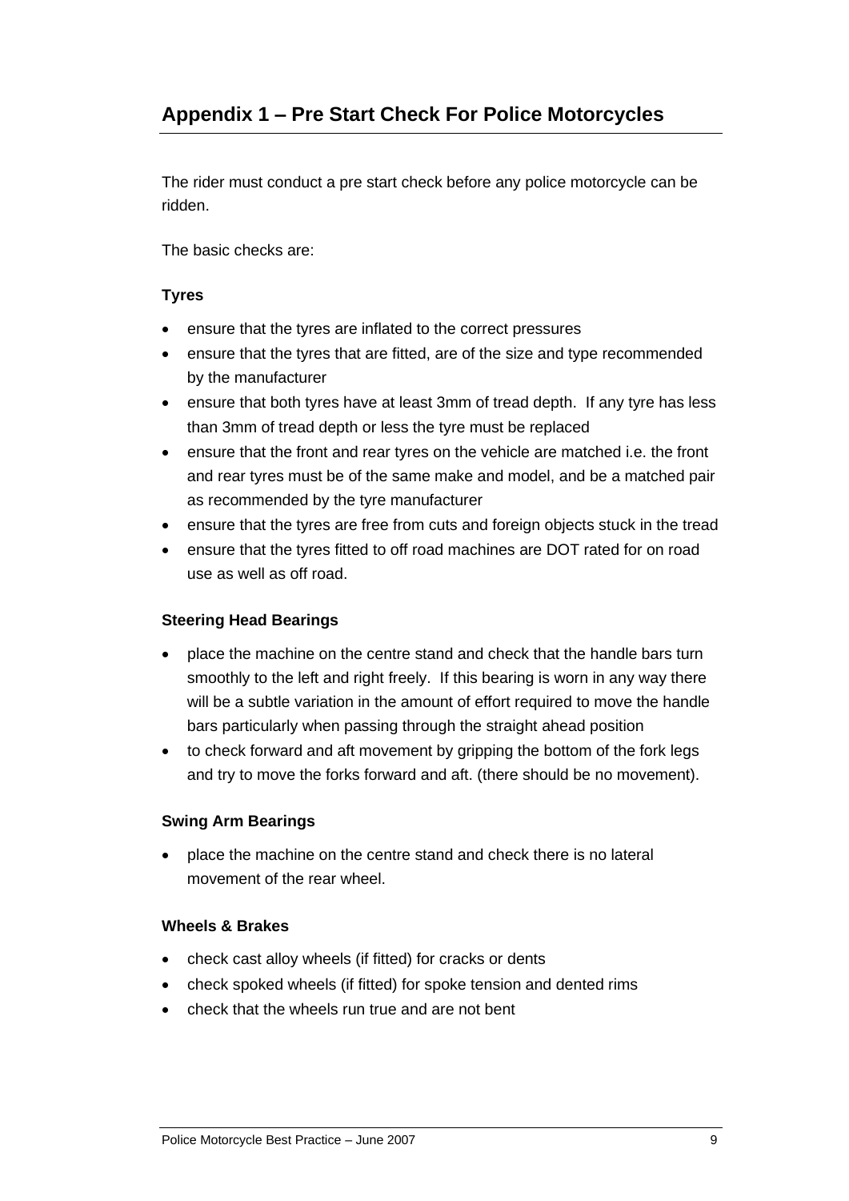## Appendix 1 – Pre Start Check For Police Motorcycles

The rider must conduct a pre start check before any police motorcycle can be ridden.

The basic checks are:

**Tyres**

- ensure that the tyres are inflated to the correct pressures
- ensure that the tyres that are fitted, are of the size and type recommended by the manufacturer
- ensure that both tyres have at least 3mm of tread depth. If any tyre has less than 3mm of tread depth or less the tyre must be replaced
- ensure that the front and rear tyres on the vehicle are matched i.e. the front and rear tyres must be of the same make and model, and be a matched pair as recommended by the tyre manufacturer
- ensure that the tyres are free from cuts and foreign objects stuck in the tread
- ensure that the tyres fitted to off road machines are DOT rated for on road use as well as off road.

**Steering Head Bearings**

- place the machine on the centre stand and check that the handle bars turn smoothly to the left and right freely. If this bearing is worn in any way there will be a subtle variation in the amount of effort required to move the handle bars particularly when passing through the straight ahead position
- to check forward and aft movement by gripping the bottom of the fork legs and try to move the forks forward and aft. (there should be no movement).

**Swing Arm Bearings**

- place the machine on the centre stand and check there is no lateral movement of the rear wheel.

**Wheels & Brakes**

- check cast alloy wheels (if fitted) for cracks or dents
- check spoked wheels (if fitted) for spoke tension and dented rims
- check that the wheels run true and are not bent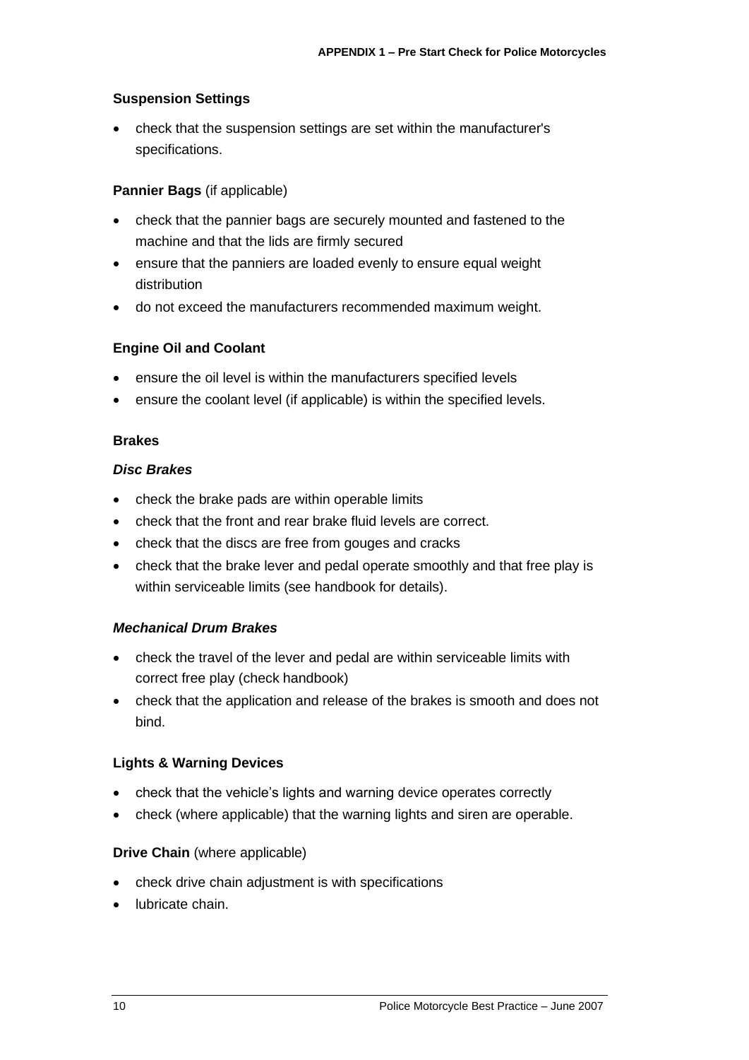### Suspension Settings

- check that the suspension settings are set within the manufacturer's specifications.

### Pannier Bags (if applicable)

- check that the pannier bags are securely mounted and fastened to the machine and that the lids are firmly secured
- ensure that the panniers are loaded evenly to ensure equal weight distribution
- do not exceed the manufacturers recommended maximum weight.

### Engine Oil and Coolant

- ensure the oil level is within the manufacturers specified levels
- ensure the coolant level (if applicable) is within the specified levels.

### Brakes

#### *Disc Brakes*

- check the brake pads are within operable limits
- check that the front and rear brake fluid levels are correct.
- check that the discs are free from gouges and cracks
- check that the brake lever and pedal operate smoothly and that free play is within serviceable limits (see handbook for details).

#### *Mechanical Drum Brakes*

- check the travel of the lever and pedal are within serviceable limits with correct free play (check handbook)
- check that the application and release of the brakes is smooth and does not bind.

### Lights & Warning Devices

- check that the vehicle's lights and warning device operates correctly
- check (where applicable) that the warning lights and siren are operable.

### Drive Chain (where applicable)

- check drive chain adjustment is with specifications
- lubricate chain.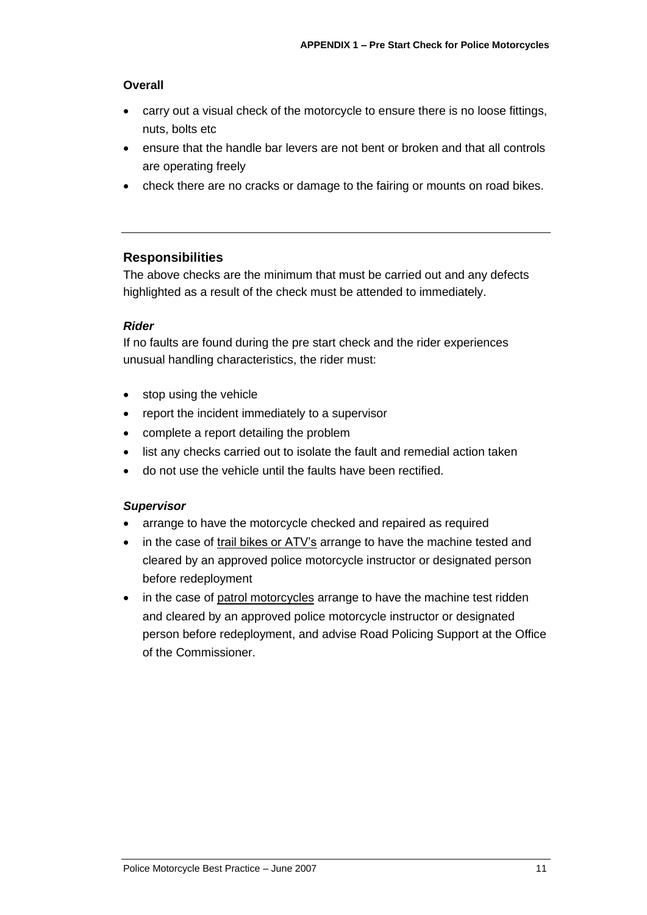**Overall**

- carry out a visual check of the motorcycle to ensure there is no loose fittings, nuts, bolts etc
- ensure that the handle bar levers are not bent or broken and that all controls are operating freely
- check there are no cracks or damage to the fairing or mounts on road bikes.

---

## Responsibilities

The above checks are the minimum that must be carried out and any defects highlighted as a result of the check must be attended to immediately.

***Rider***

If no faults are found during the pre start check and the rider experiences unusual handling characteristics, the rider must:

- stop using the vehicle
- report the incident immediately to a supervisor
- complete a report detailing the problem
- list any checks carried out to isolate the fault and remedial action taken
- do not use the vehicle until the faults have been rectified.

***Supervisor***

- arrange to have the motorcycle checked and repaired as required
- in the case of trail bikes or ATV's arrange to have the machine tested and cleared by an approved police motorcycle instructor or designated person before redeployment
- in the case of patrol motorcycles arrange to have the machine test ridden and cleared by an approved police motorcycle instructor or designated person before redeployment, and advise Road Policing Support at the Office of the Commissioner.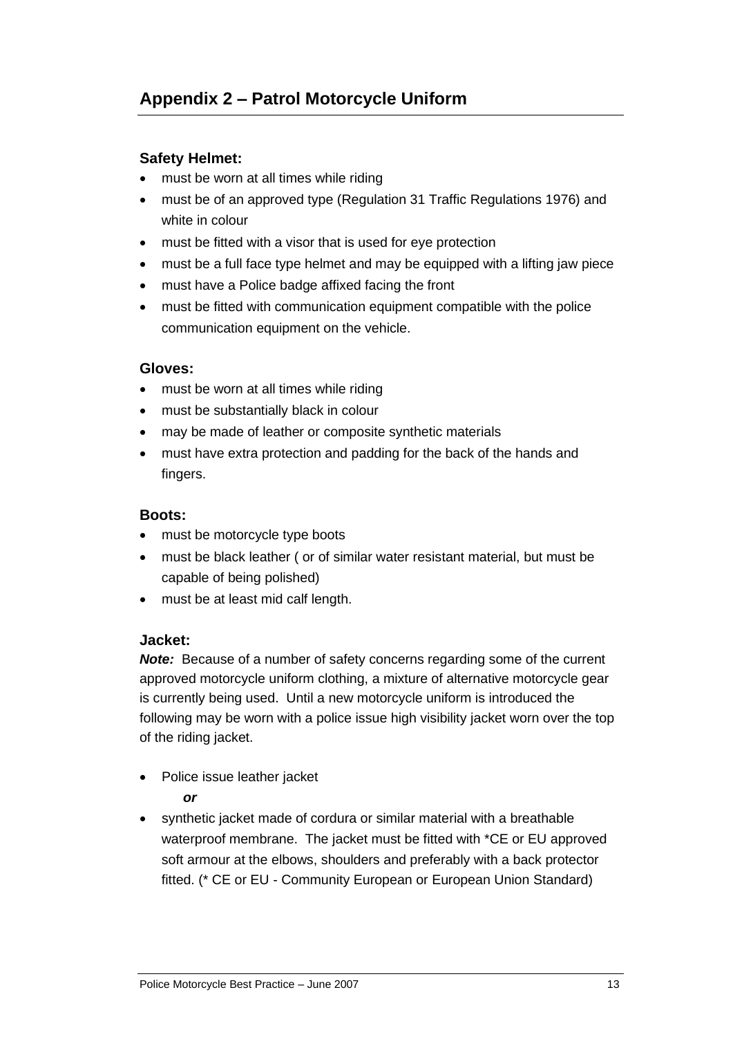## Appendix 2 – Patrol Motorcycle Uniform

### Safety Helmet:

- must be worn at all times while riding
- must be of an approved type (Regulation 31 Traffic Regulations 1976) and white in colour
- must be fitted with a visor that is used for eye protection
- must be a full face type helmet and may be equipped with a lifting jaw piece
- must have a Police badge affixed facing the front
- must be fitted with communication equipment compatible with the police communication equipment on the vehicle.

### Gloves:

- must be worn at all times while riding
- must be substantially black in colour
- may be made of leather or composite synthetic materials
- must have extra protection and padding for the back of the hands and fingers.

### Boots:

- must be motorcycle type boots
- must be black leather ( or of similar water resistant material, but must be capable of being polished)
- must be at least mid calf length.

### Jacket:

***Note:*** Because of a number of safety concerns regarding some of the current approved motorcycle uniform clothing, a mixture of alternative motorcycle gear is currently being used. Until a new motorcycle uniform is introduced the following may be worn with a police issue high visibility jacket worn over the top of the riding jacket.

- Police issue leather jacket

  ***or***

- synthetic jacket made of cordura or similar material with a breathable waterproof membrane. The jacket must be fitted with *CE or EU approved soft armour at the elbows, shoulders and preferably with a back protector fitted. (* CE or EU - Community European or European Union Standard)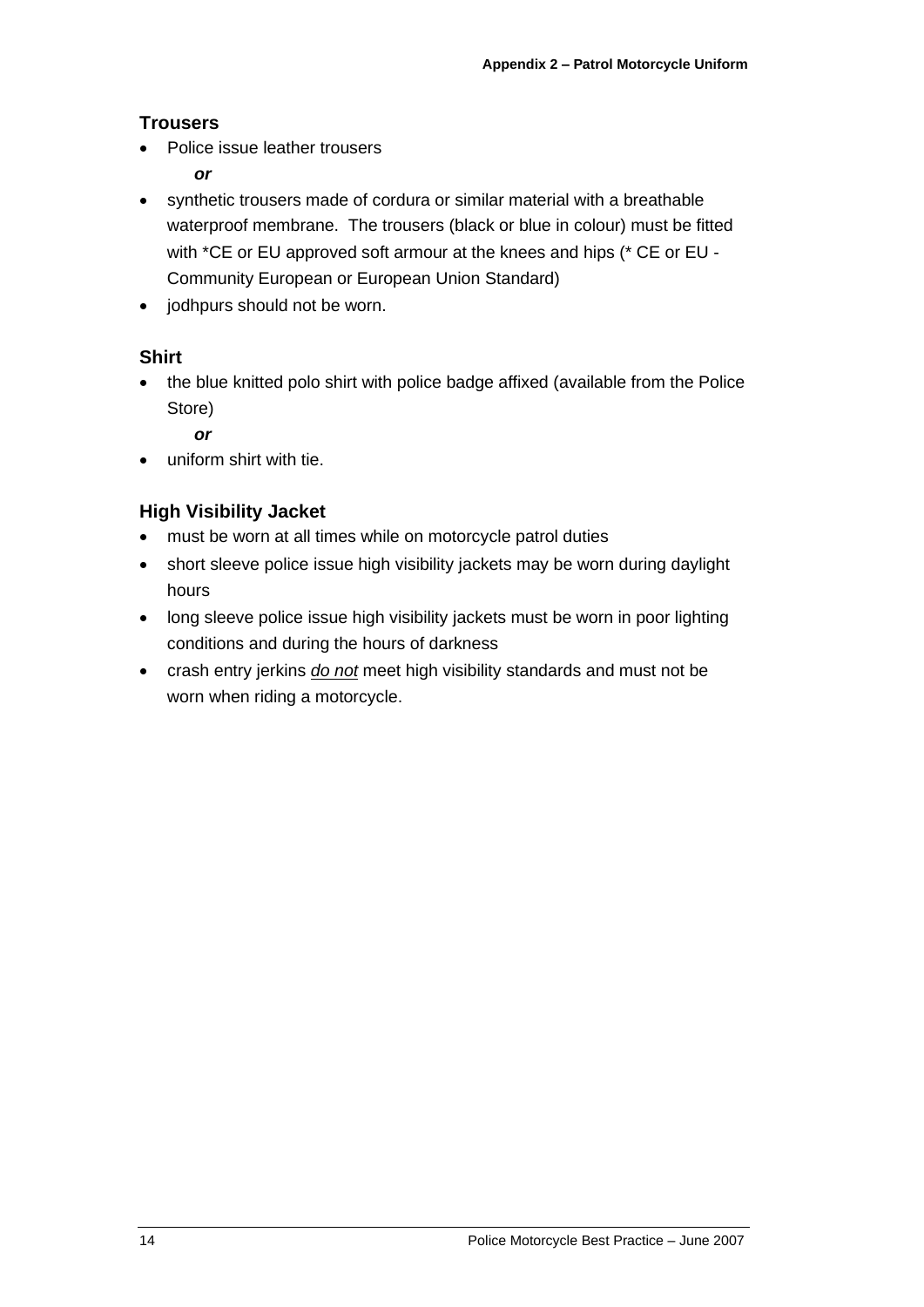## Trousers

- Police issue leather trousers

  ***or***

- synthetic trousers made of cordura or similar material with a breathable waterproof membrane. The trousers (black or blue in colour) must be fitted with *CE or EU approved soft armour at the knees and hips (* CE or EU - Community European or European Union Standard)
- jodhpurs should not be worn.

## Shirt

- the blue knitted polo shirt with police badge affixed (available from the Police Store)

  ***or***

- uniform shirt with tie.

## High Visibility Jacket

- must be worn at all times while on motorcycle patrol duties
- short sleeve police issue high visibility jackets may be worn during daylight hours
- long sleeve police issue high visibility jackets must be worn in poor lighting conditions and during the hours of darkness
- crash entry jerkins <u>*do not*</u> meet high visibility standards and must not be worn when riding a motorcycle.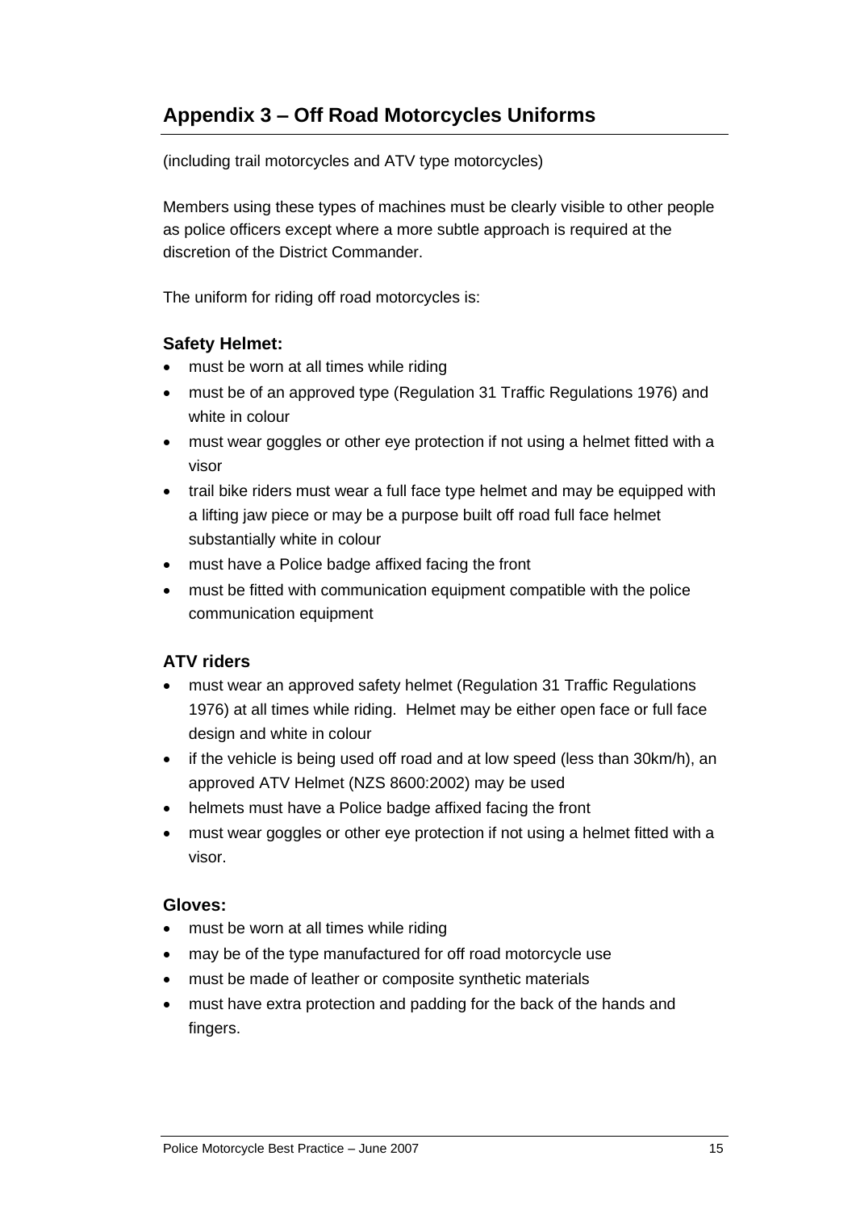## Appendix 3 – Off Road Motorcycles Uniforms

(including trail motorcycles and ATV type motorcycles)

Members using these types of machines must be clearly visible to other people as police officers except where a more subtle approach is required at the discretion of the District Commander.

The uniform for riding off road motorcycles is:

### Safety Helmet:

- must be worn at all times while riding
- must be of an approved type (Regulation 31 Traffic Regulations 1976) and white in colour
- must wear goggles or other eye protection if not using a helmet fitted with a visor
- trail bike riders must wear a full face type helmet and may be equipped with a lifting jaw piece or may be a purpose built off road full face helmet substantially white in colour
- must have a Police badge affixed facing the front
- must be fitted with communication equipment compatible with the police communication equipment

### ATV riders

- must wear an approved safety helmet (Regulation 31 Traffic Regulations 1976) at all times while riding. Helmet may be either open face or full face design and white in colour
- if the vehicle is being used off road and at low speed (less than 30km/h), an approved ATV Helmet (NZS 8600:2002) may be used
- helmets must have a Police badge affixed facing the front
- must wear goggles or other eye protection if not using a helmet fitted with a visor.

### Gloves:

- must be worn at all times while riding
- may be of the type manufactured for off road motorcycle use
- must be made of leather or composite synthetic materials
- must have extra protection and padding for the back of the hands and fingers.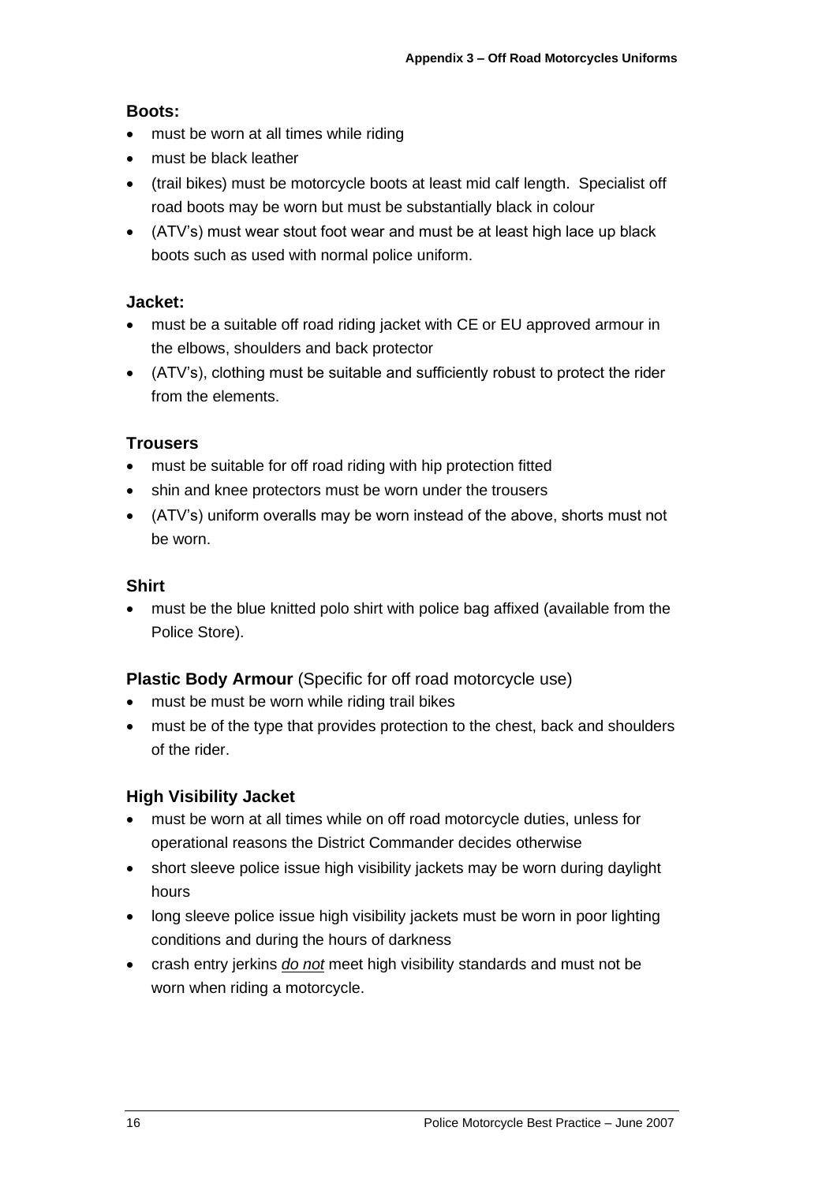**Boots:**

- must be worn at all times while riding
- must be black leather
- (trail bikes) must be motorcycle boots at least mid calf length. Specialist off road boots may be worn but must be substantially black in colour
- (ATV's) must wear stout foot wear and must be at least high lace up black boots such as used with normal police uniform.

**Jacket:**

- must be a suitable off road riding jacket with CE or EU approved armour in the elbows, shoulders and back protector
- (ATV's), clothing must be suitable and sufficiently robust to protect the rider from the elements.

**Trousers**

- must be suitable for off road riding with hip protection fitted
- shin and knee protectors must be worn under the trousers
- (ATV's) uniform overalls may be worn instead of the above, shorts must not be worn.

**Shirt**

- must be the blue knitted polo shirt with police bag affixed (available from the Police Store).

**Plastic Body Armour** (Specific for off road motorcycle use)

- must be must be worn while riding trail bikes
- must be of the type that provides protection to the chest, back and shoulders of the rider.

**High Visibility Jacket**

- must be worn at all times while on off road motorcycle duties, unless for operational reasons the District Commander decides otherwise
- short sleeve police issue high visibility jackets may be worn during daylight hours
- long sleeve police issue high visibility jackets must be worn in poor lighting conditions and during the hours of darkness
- crash entry jerkins <u>*do not*</u> meet high visibility standards and must not be worn when riding a motorcycle.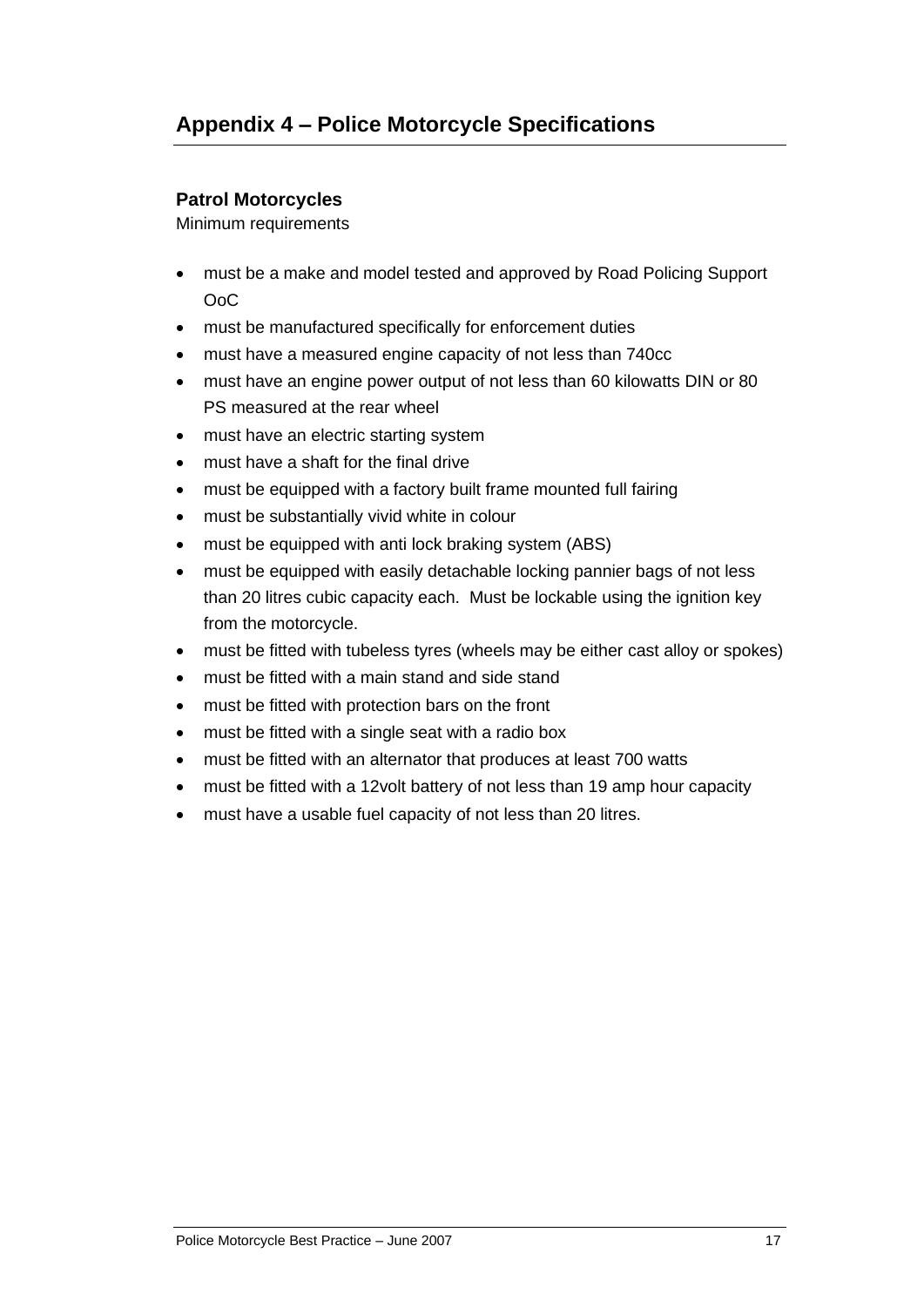## Appendix 4 – Police Motorcycle Specifications

### Patrol Motorcycles

Minimum requirements

- must be a make and model tested and approved by Road Policing Support OoC
- must be manufactured specifically for enforcement duties
- must have a measured engine capacity of not less than 740cc
- must have an engine power output of not less than 60 kilowatts DIN or 80 PS measured at the rear wheel
- must have an electric starting system
- must have a shaft for the final drive
- must be equipped with a factory built frame mounted full fairing
- must be substantially vivid white in colour
- must be equipped with anti lock braking system (ABS)
- must be equipped with easily detachable locking pannier bags of not less than 20 litres cubic capacity each. Must be lockable using the ignition key from the motorcycle.
- must be fitted with tubeless tyres (wheels may be either cast alloy or spokes)
- must be fitted with a main stand and side stand
- must be fitted with protection bars on the front
- must be fitted with a single seat with a radio box
- must be fitted with an alternator that produces at least 700 watts
- must be fitted with a 12volt battery of not less than 19 amp hour capacity
- must have a usable fuel capacity of not less than 20 litres.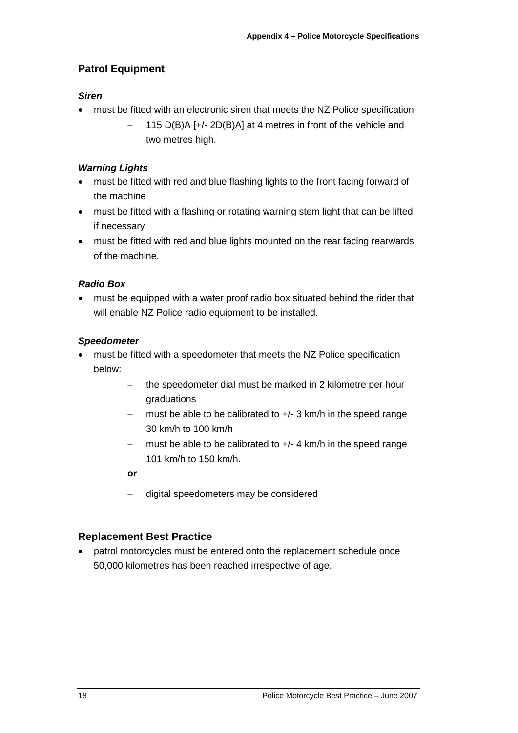## Patrol Equipment

### *Siren*

- must be fitted with an electronic siren that meets the NZ Police specification
  - 115 D(B)A [+/- 2D(B)A] at 4 metres in front of the vehicle and two metres high.

### *Warning Lights*

- must be fitted with red and blue flashing lights to the front facing forward of the machine
- must be fitted with a flashing or rotating warning stem light that can be lifted if necessary
- must be fitted with red and blue lights mounted on the rear facing rearwards of the machine.

### *Radio Box*

- must be equipped with a water proof radio box situated behind the rider that will enable NZ Police radio equipment to be installed.

### *Speedometer*

- must be fitted with a speedometer that meets the NZ Police specification below:
  - the speedometer dial must be marked in 2 kilometre per hour graduations
  - must be able to be calibrated to +/- 3 km/h in the speed range 30 km/h to 100 km/h
  - must be able to be calibrated to +/- 4 km/h in the speed range 101 km/h to 150 km/h.

  **or**

  - digital speedometers may be considered

## Replacement Best Practice

- patrol motorcycles must be entered onto the replacement schedule once 50,000 kilometres has been reached irrespective of age.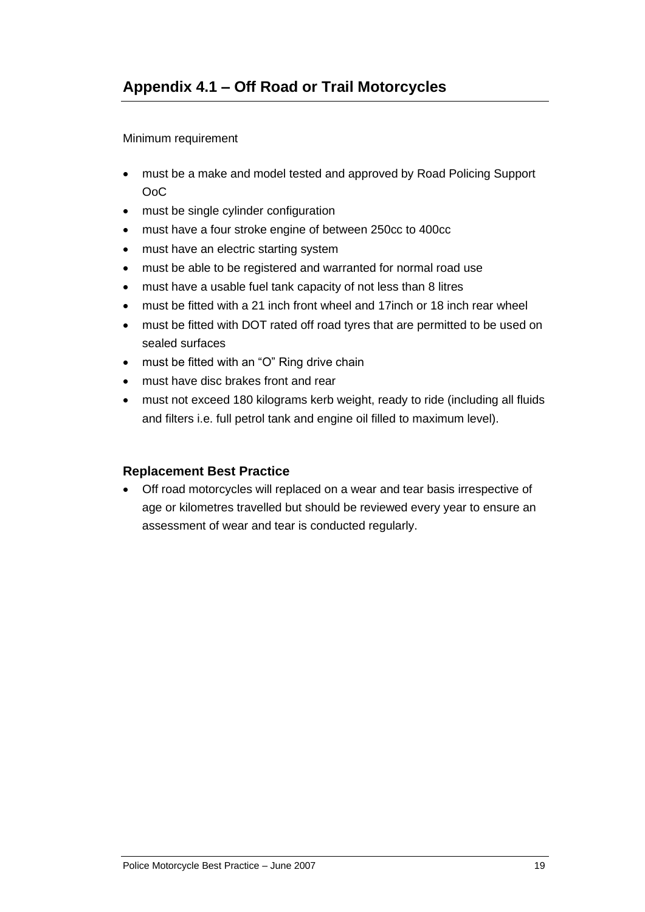## Appendix 4.1 – Off Road or Trail Motorcycles

Minimum requirement

- must be a make and model tested and approved by Road Policing Support OoC
- must be single cylinder configuration
- must have a four stroke engine of between 250cc to 400cc
- must have an electric starting system
- must be able to be registered and warranted for normal road use
- must have a usable fuel tank capacity of not less than 8 litres
- must be fitted with a 21 inch front wheel and 17inch or 18 inch rear wheel
- must be fitted with DOT rated off road tyres that are permitted to be used on sealed surfaces
- must be fitted with an "O" Ring drive chain
- must have disc brakes front and rear
- must not exceed 180 kilograms kerb weight, ready to ride (including all fluids and filters i.e. full petrol tank and engine oil filled to maximum level).

### Replacement Best Practice

- Off road motorcycles will replaced on a wear and tear basis irrespective of age or kilometres travelled but should be reviewed every year to ensure an assessment of wear and tear is conducted regularly.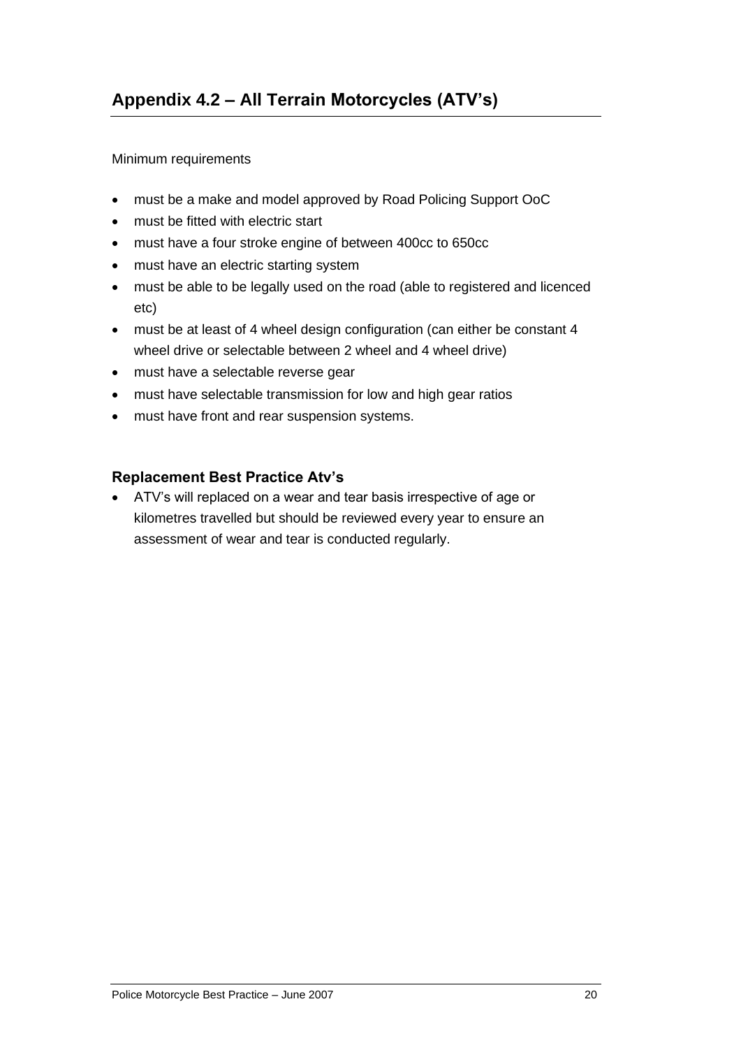## Appendix 4.2 – All Terrain Motorcycles (ATV's)

Minimum requirements

- must be a make and model approved by Road Policing Support OoC
- must be fitted with electric start
- must have a four stroke engine of between 400cc to 650cc
- must have an electric starting system
- must be able to be legally used on the road (able to registered and licenced etc)
- must be at least of 4 wheel design configuration (can either be constant 4 wheel drive or selectable between 2 wheel and 4 wheel drive)
- must have a selectable reverse gear
- must have selectable transmission for low and high gear ratios
- must have front and rear suspension systems.

### Replacement Best Practice Atv's

- ATV's will replaced on a wear and tear basis irrespective of age or kilometres travelled but should be reviewed every year to ensure an assessment of wear and tear is conducted regularly.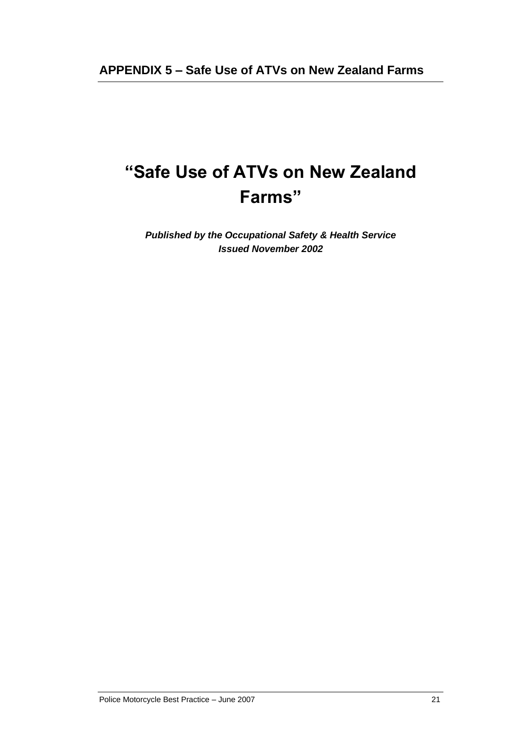## APPENDIX 5 – Safe Use of ATVs on New Zealand Farms

# "Safe Use of ATVs on New Zealand Farms"

***Published by the Occupational Safety & Health Service***
***Issued November 2002***